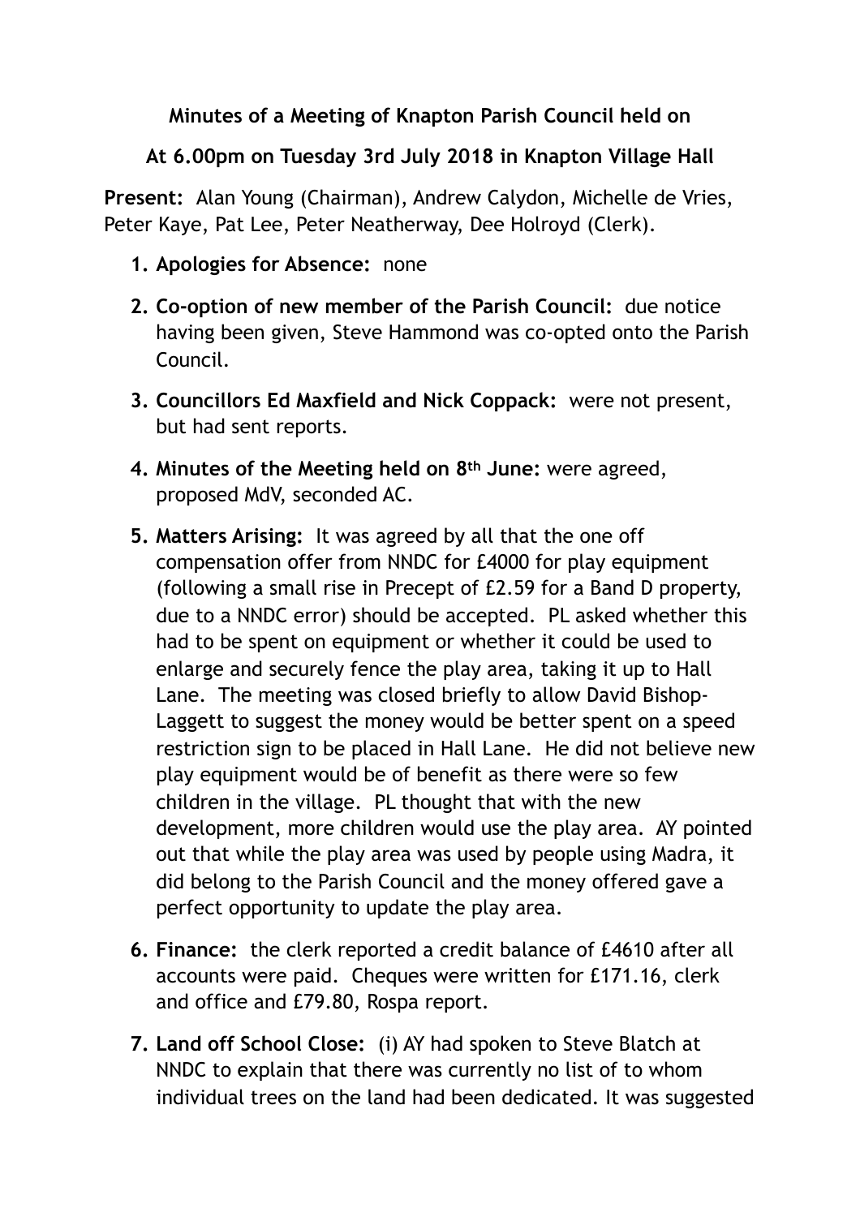**Minutes of a Meeting of Knapton Parish Council held on**

**At 6.00pm on Tuesday 3rd July 2018 in Knapton Village Hall**

**Present:** Alan Young (Chairman), Andrew Calydon, Michelle de Vries, Peter Kaye, Pat Lee, Peter Neatherway, Dee Holroyd (Clerk).

1. **Apologies for Absence:** none
2. **Co-option of new member of the Parish Council:** due notice having been given, Steve Hammond was co-opted onto the Parish Council.
3. **Councillors Ed Maxfield and Nick Coppack:** were not present, but had sent reports.
4. **Minutes of the Meeting held on 8th June:** were agreed, proposed MdV, seconded AC.
5. **Matters Arising:** It was agreed by all that the one off compensation offer from NNDC for £4000 for play equipment (following a small rise in Precept of £2.59 for a Band D property, due to a NNDC error) should be accepted. PL asked whether this had to be spent on equipment or whether it could be used to enlarge and securely fence the play area, taking it up to Hall Lane. The meeting was closed briefly to allow David Bishop-Laggett to suggest the money would be better spent on a speed restriction sign to be placed in Hall Lane. He did not believe new play equipment would be of benefit as there were so few children in the village. PL thought that with the new development, more children would use the play area. AY pointed out that while the play area was used by people using Madra, it did belong to the Parish Council and the money offered gave a perfect opportunity to update the play area.
6. **Finance:** the clerk reported a credit balance of £4610 after all accounts were paid. Cheques were written for £171.16, clerk and office and £79.80, Rospa report.
7. **Land off School Close:** (i) AY had spoken to Steve Blatch at NNDC to explain that there was currently no list of to whom individual trees on the land had been dedicated. It was suggested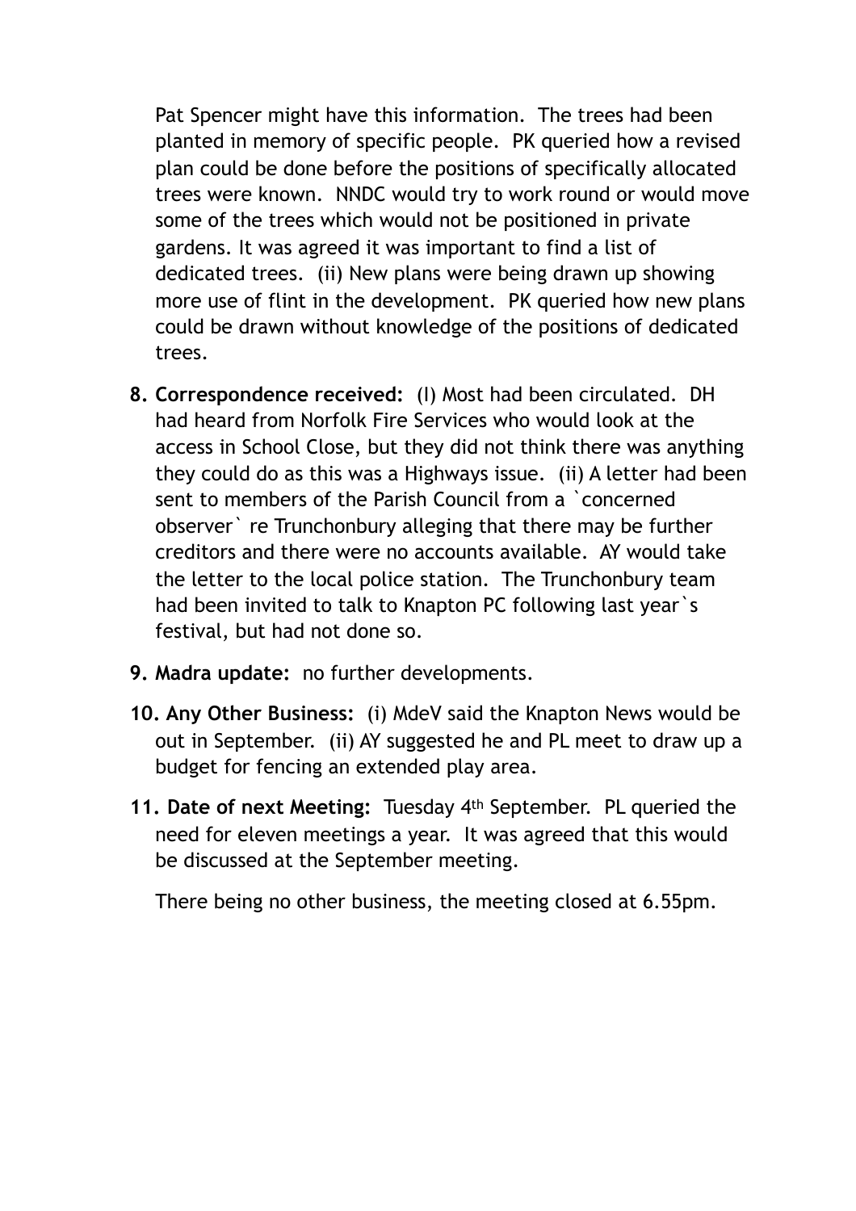Pat Spencer might have this information. The trees had been planted in memory of specific people. PK queried how a revised plan could be done before the positions of specifically allocated trees were known. NNDC would try to work round or would move some of the trees which would not be positioned in private gardens. It was agreed it was important to find a list of dedicated trees. (ii) New plans were being drawn up showing more use of flint in the development. PK queried how new plans could be drawn without knowledge of the positions of dedicated trees.

8. **Correspondence received:** (I) Most had been circulated. DH had heard from Norfolk Fire Services who would look at the access in School Close, but they did not think there was anything they could do as this was a Highways issue. (ii) A letter had been sent to members of the Parish Council from a `concerned observer` re Trunchonbury alleging that there may be further creditors and there were no accounts available. AY would take the letter to the local police station. The Trunchonbury team had been invited to talk to Knapton PC following last year`s festival, but had not done so.

9. **Madra update:** no further developments.

10. **Any Other Business:** (i) MdeV said the Knapton News would be out in September. (ii) AY suggested he and PL meet to draw up a budget for fencing an extended play area.

11. **Date of next Meeting:** Tuesday 4th September. PL queried the need for eleven meetings a year. It was agreed that this would be discussed at the September meeting.

There being no other business, the meeting closed at 6.55pm.